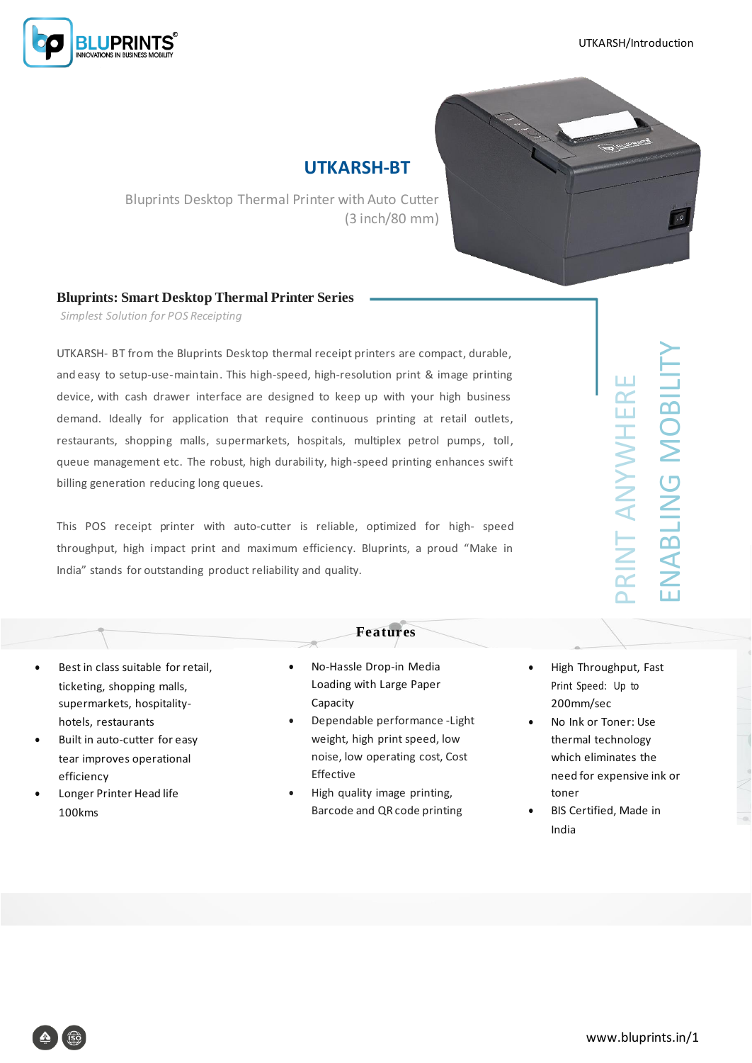# UTKARSH-BT

Bluprints Desktop Thermal Printer with Auto Cutter (3 inch/80 mm)

## Bluprints: Smart Desktop Thermal Printer Series

*Simplest Solution for POS Receipting*

UTKARSH- BT from the Bluprints Desktop thermal receipt printers are compact, durable, and easy to setup-use-maintain. This high-speed, high-resolution print & image printing device, with cash drawer interface are designed to keep up with your high business demand. Ideally for application that require continuous printing at retail outlets, restaurants, shopping malls, supermarkets, hospitals, multiplex petrol pumps, toll, queue management etc. The robust, high durability, high-speed printing enhances swift billing generation reducing long queues.

This POS receipt printer with auto-cutter is reliable, optimized for high- speed throughput, high impact print and maximum efficiency. Bluprints, a proud "Make in India" stands for outstanding product reliability and quality.

PRINT ANYWHERE

ENABLING MOBILITY

## Features

- Best in class suitable for retail, ticketing, shopping malls, supermarkets, hospitality-hotels, restaurants
- Built in auto-cutter for easy tear improves operational efficiency
- Longer Printer Head life 100kms
- No-Hassle Drop-in Media Loading with Large Paper Capacity
- Dependable performance -Light weight, high print speed, low noise, low operating cost, Cost Effective
- High quality image printing, Barcode and QR code printing
- High Throughput, Fast Print Speed: Up to 200mm/sec
- No Ink or Toner: Use thermal technology which eliminates the need for expensive ink or toner
- BIS Certified, Made in India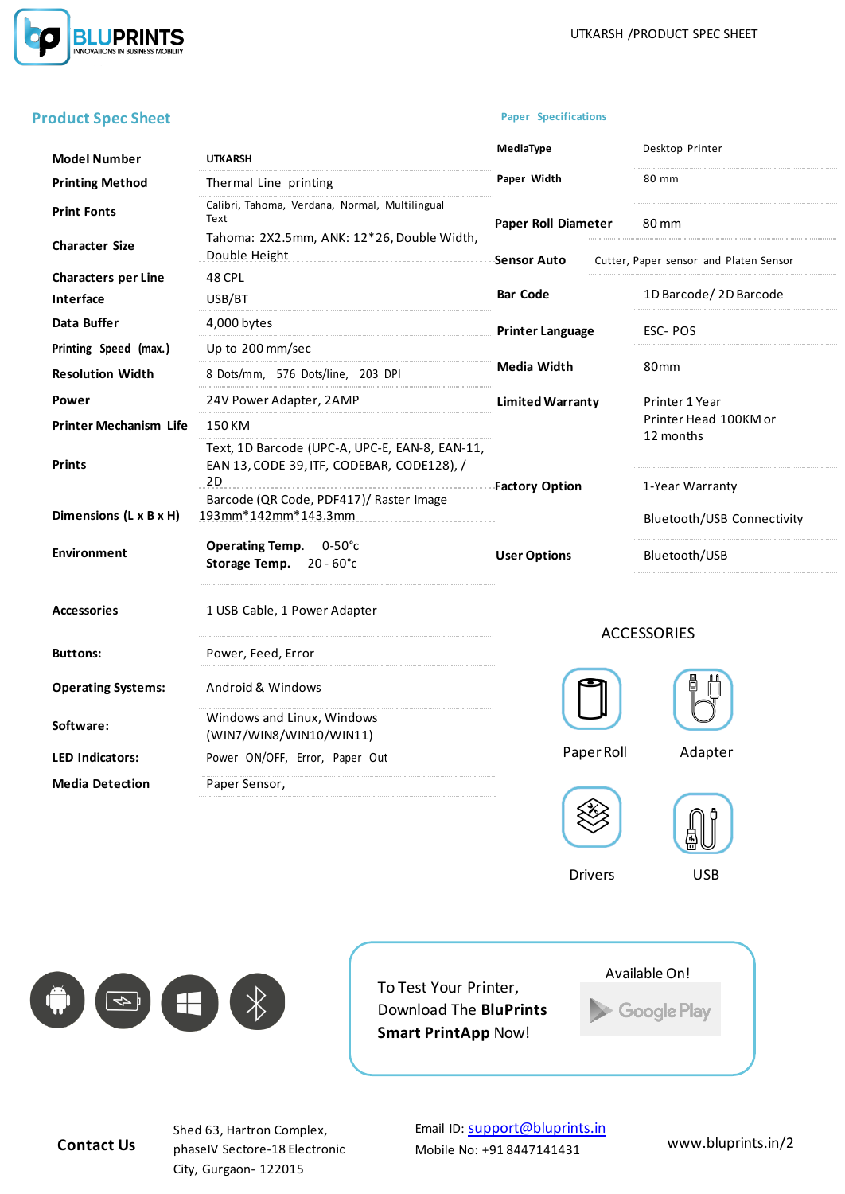BLUPRINTS
INNOVATIONS IN BUSINESS MOBILITY

UTKARSH /PRODUCT SPEC SHEET

## Product Spec Sheet

| | |
|---|---|
| **Model Number** | **UTKARSH** |
| **Printing Method** | Thermal Line printing |
| **Print Fonts** | Calibri, Tahoma, Verdana, Normal, Multilingual Text |
| **Character Size** | Tahoma: 2X2.5mm, ANK: 12*26, Double Width, Double Height |
| **Characters per Line** | 48 CPL |
| **Interface** | USB/BT |
| **Data Buffer** | 4,000 bytes |
| **Printing Speed (max.)** | Up to 200 mm/sec |
| **Resolution Width** | 8 Dots/mm, 576 Dots/line, 203 DPI |
| **Power** | 24V Power Adapter, 2AMP |
| **Printer Mechanism Life** | 150 KM |
| **Prints** | Text, 1D Barcode (UPC-A, UPC-E, EAN-8, EAN-11, EAN 13, CODE 39, ITF, CODEBAR, CODE128), / 2D Barcode (QR Code, PDF417)/ Raster Image |
| **Dimensions (L x B x H)** | 193mm*142mm*143.3mm |
| **Environment** | **Operating Temp.** 0-50°c<br>**Storage Temp.** 20 - 60°c |
| **Accessories** | 1 USB Cable, 1 Power Adapter |
| **Buttons:** | Power, Feed, Error |
| **Operating Systems:** | Android & Windows |
| **Software:** | Windows and Linux, Windows (WIN7/WIN8/WIN10/WIN11) |
| **LED Indicators:** | Power ON/OFF, Error, Paper Out |
| **Media Detection** | Paper Sensor, |

## Paper Specifications

| | |
|---|---|
| **MediaType** | Desktop Printer |
| **Paper Width** | 80 mm |
| **Paper Roll Diameter** | 80 mm |
| **Sensor Auto** | Cutter, Paper sensor and Platen Sensor |
| **Bar Code** | 1D Barcode/ 2D Barcode |
| **Printer Language** | ESC- POS |
| **Media Width** | 80mm |
| **Limited Warranty** | Printer 1 Year<br>Printer Head 100KM or 12 months |
| **Factory Option** | 1-Year Warranty<br>Bluetooth/USB Connectivity |
| **User Options** | Bluetooth/USB |

## ACCESSORIES

Paper Roll

Adapter

Drivers

USB

To Test Your Printer, Download The **BluPrints Smart PrintApp** Now!

Available On!

Google Play

**Contact Us**

Shed 63, Hartron Complex, phaseIV Sectore-18 Electronic City, Gurgaon- 122015

Email ID: support@bluprints.in
Mobile No: +91 8447141431

www.bluprints.in/2